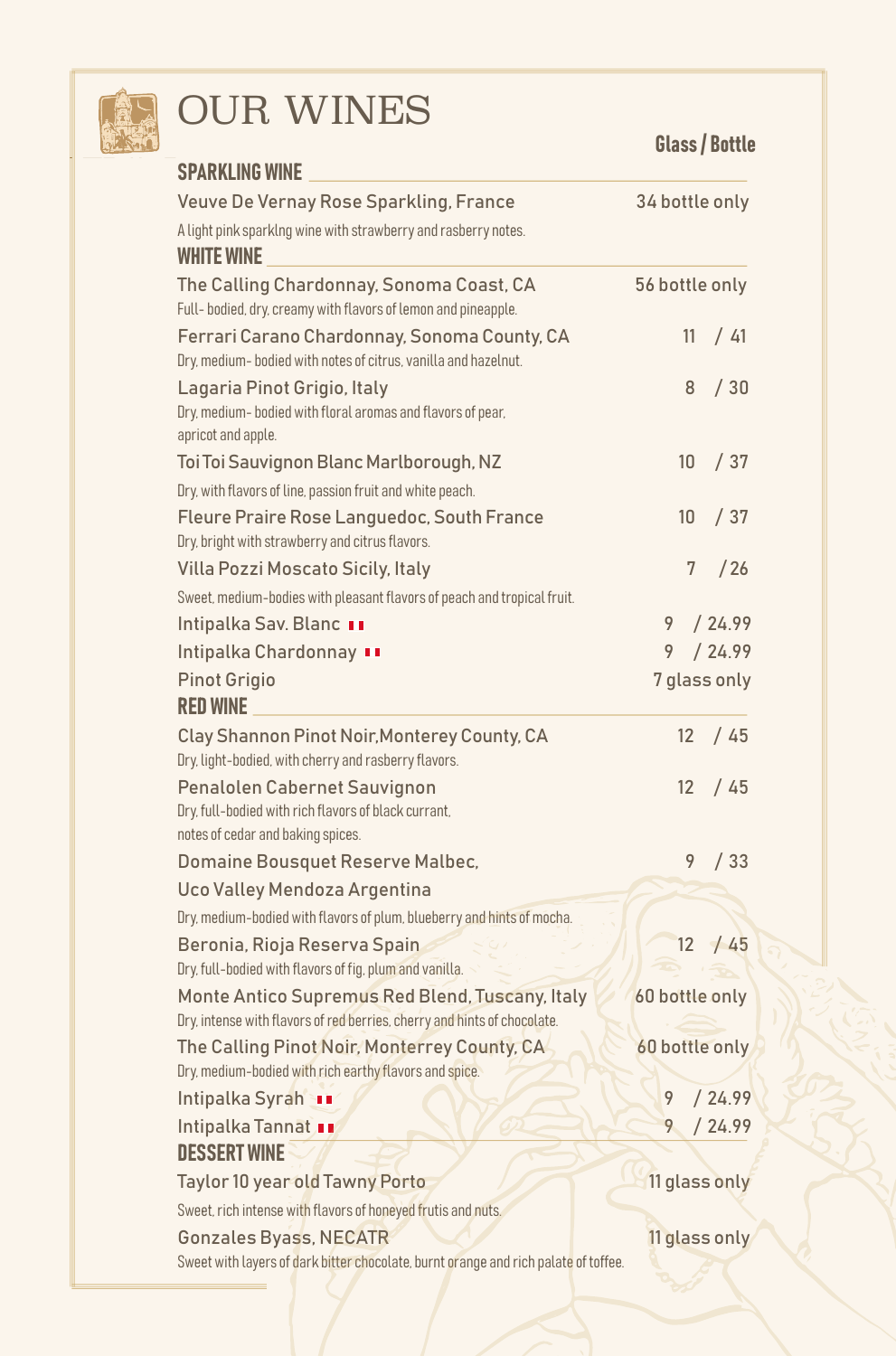# OUR WINES

**Glass / Bottle**

## SPARKLING WINE

**Veuve De Vernay Rose Sparkling, France** — 34 bottle only
A light pink sparklng wine with strawberry and rasberry notes.

## WHITE WINE

**The Calling Chardonnay, Sonoma Coast, CA** — 56 bottle only
Full- bodied, dry, creamy with flavors of lemon and pineapple.

**Ferrari Carano Chardonnay, Sonoma County, CA** — 11 / 41
Dry, medium- bodied with notes of citrus, vanilla and hazelnut.

**Lagaria Pinot Grigio, Italy** — 8 / 30
Dry, medium- bodied with floral aromas and flavors of pear, apricot and apple.

**Toi Toi Sauvignon Blanc Marlborough, NZ** — 10 / 37
Dry, with flavors of line, passion fruit and white peach.

**Fleure Praire Rose Languedoc, South France** — 10 / 37
Dry, bright with strawberry and citrus flavors.

**Villa Pozzi Moscato Sicily, Italy** — 7 / 26
Sweet, medium-bodies with pleasant flavors of peach and tropical fruit.

**Intipalka Sav. Blanc** — 9 / 24.99

**Intipalka Chardonnay** — 9 / 24.99

**Pinot Grigio** — 7 glass only

## RED WINE

**Clay Shannon Pinot Noir,Monterey County, CA** — 12 / 45
Dry, light-bodied, with cherry and rasberry flavors.

**Penalolen Cabernet Sauvignon** — 12 / 45
Dry, full-bodied with rich flavors of black currant, notes of cedar and baking spices.

**Domaine Bousquet Reserve Malbec, Uco Valley Mendoza Argentina** — 9 / 33
Dry, medium-bodied with flavors of plum, blueberry and hints of mocha.

**Beronia, Rioja Reserva Spain** — 12 / 45
Dry, full-bodied with flavors of fig, plum and vanilla.

**Monte Antico Supremus Red Blend, Tuscany, Italy** — 60 bottle only
Dry, intense with flavors of red berries, cherry and hints of chocolate.

**The Calling Pinot Noir, Monterrey County, CA** — 60 bottle only
Dry, medium-bodied with rich earthy flavors and spice.

**Intipalka Syrah** — 9 / 24.99

**Intipalka Tannat** — 9 / 24.99

## DESSERT WINE

**Taylor 10 year old Tawny Porto** — 11 glass only
Sweet, rich intense with flavors of honeyed frutis and nuts.

**Gonzales Byass, NECATR** — 11 glass only
Sweet with layers of dark bitter chocolate, burnt orange and rich palate of toffee.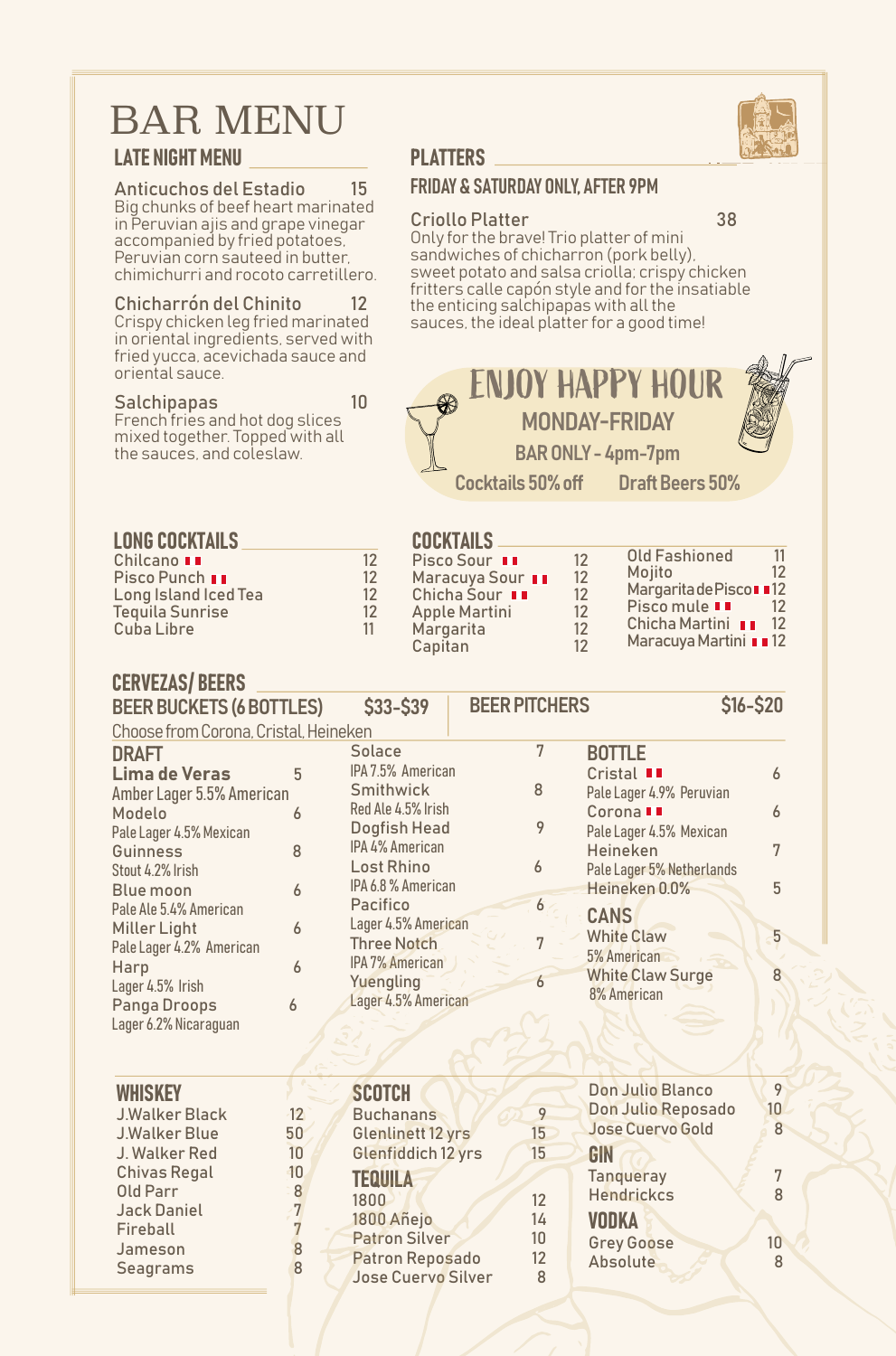# BAR MENU

## LATE NIGHT MENU

**Anticuchos del Estadio** 15
Big chunks of beef heart marinated in Peruvian ajis and grape vinegar accompanied by fried potatoes, Peruvian corn sauteed in butter, chimichurri and rocoto carretillero.

**Chicharrón del Chinito** 12
Crispy chicken leg fried marinated in oriental ingredients, served with fried yucca, acevichada sauce and oriental sauce.

**Salchipapas** 10
French fries and hot dog slices mixed together. Topped with all the sauces, and coleslaw.

## PLATTERS

### FRIDAY & SATURDAY ONLY, AFTER 9PM

**Criollo Platter** 38
Only for the brave! Trio platter of mini sandwiches of chicharron (pork belly), sweet potato and salsa criolla; crispy chicken fritters calle capón style and for the insatiable the enticing salchipapas with all the sauces, the ideal platter for a good time!

## ENJOY HAPPY HOUR

**MONDAY-FRIDAY**

**BAR ONLY - 4pm-7pm**

Cocktails 50% off    Draft Beers 50%

## LONG COCKTAILS

| | |
|---|---|
| Chilcano | 12 |
| Pisco Punch | 12 |
| Long Island Iced Tea | 12 |
| Tequila Sunrise | 12 |
| Cuba Libre | 11 |

## COCKTAILS

| | |
|---|---|
| Pisco Sour | 12 |
| Maracuya Sour | 12 |
| Chicha Sour | 12 |
| Apple Martini | 12 |
| Margarita | 12 |
| Capitan | 12 |
| Old Fashioned | 11 |
| Mojito | 12 |
| Margarita de Pisco | 12 |
| Pisco mule | 12 |
| Chicha Martini | 12 |
| Maracuya Martini | 12 |

## CERVEZAS/ BEERS

**BEER BUCKETS (6 BOTTLES)** $33-$39
Choose from Corona, Cristal, Heineken

**BEER PITCHERS** $16-$20

### DRAFT

| | |
|---|---|
| **Lima de Veras** – Amber Lager 5.5% American | 5 |
| Modelo – Pale Lager 4.5% Mexican | 6 |
| Guinness – Stout 4.2% Irish | 8 |
| Blue moon – Pale Ale 5.4% American | 6 |
| Miller Light – Pale Lager 4.2% American | 6 |
| Harp – Lager 4.5% Irish | 6 |
| Panga Droops – Lager 6.2% Nicaraguan | 6 |
| Solace – IPA 7.5% American | 7 |
| Smithwick – Red Ale 4.5% Irish | 8 |
| Dogfish Head – IPA 4% American | 9 |
| Lost Rhino – IPA 6.8 % American | 6 |
| Pacifico – Lager 4.5% American | 6 |
| Three Notch – IPA 7% American | 7 |
| Yuengling – Lager 4.5% American | 6 |

### BOTTLE

| | |
|---|---|
| Cristal – Pale Lager 4.9% Peruvian | 6 |
| Corona – Pale Lager 4.5% Mexican | 6 |
| Heineken – Pale Lager 5% Netherlands | 7 |
| Heineken 0.0% | 5 |

### CANS

| | |
|---|---|
| White Claw – 5% American | 5 |
| White Claw Surge – 8% American | 8 |

## WHISKEY

| | |
|---|---|
| J.Walker Black | 12 |
| J.Walker Blue | 50 |
| J. Walker Red | 10 |
| Chivas Regal | 10 |
| Old Parr | 8 |
| Jack Daniel | 7 |
| Fireball | 7 |
| Jameson | 8 |
| Seagrams | 8 |

## SCOTCH

| | |
|---|---|
| Buchanans | 9 |
| Glenlinett 12 yrs | 15 |
| Glenfiddich 12 yrs | 15 |

## TEQUILA

| | |
|---|---|
| 1800 | 12 |
| 1800 Añejo | 14 |
| Patron Silver | 10 |
| Patron Reposado | 12 |
| Jose Cuervo Silver | 8 |
| Don Julio Blanco | 9 |
| Don Julio Reposado | 10 |
| Jose Cuervo Gold | 8 |

## GIN

| | |
|---|---|
| Tanqueray | 7 |
| Hendrickcs | 8 |

## VODKA

| | |
|---|---|
| Grey Goose | 10 |
| Absolute | 8 |